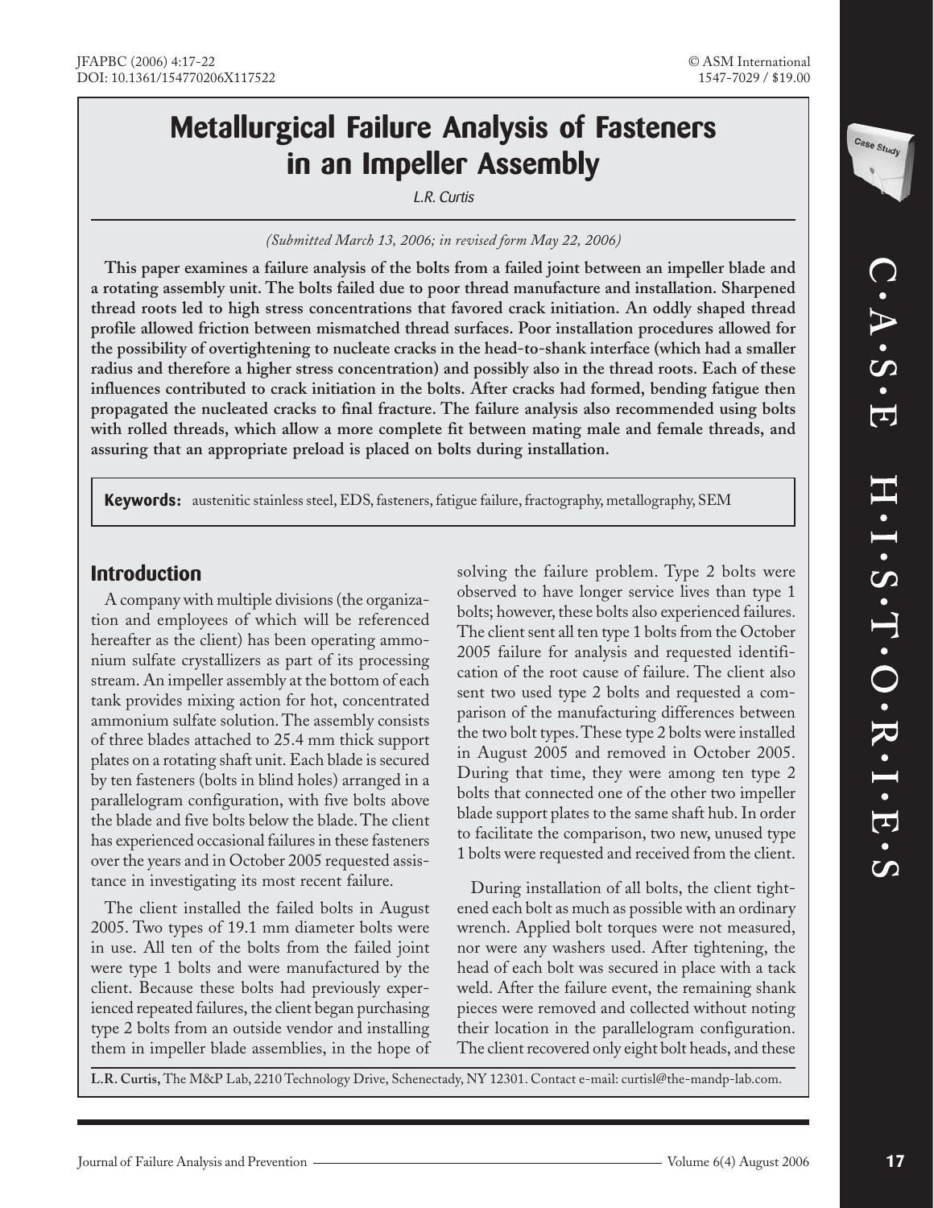# Metallurgical Failure Analysis of Fasteners in an Impeller Assembly

*L.R. Curtis*

*(Submitted March 13, 2006; in revised form May 22, 2006)*

**This paper examines a failure analysis of the bolts from a failed joint between an impeller blade and a rotating assembly unit. The bolts failed due to poor thread manufacture and installation. Sharpened thread roots led to high stress concentrations that favored crack initiation. An oddly shaped thread profile allowed friction between mismatched thread surfaces. Poor installation procedures allowed for the possibility of overtightening to nucleate cracks in the head-to-shank interface (which had a smaller radius and therefore a higher stress concentration) and possibly also in the thread roots. Each of these influences contributed to crack initiation in the bolts. After cracks had formed, bending fatigue then propagated the nucleated cracks to final fracture. The failure analysis also recommended using bolts with rolled threads, which allow a more complete fit between mating male and female threads, and assuring that an appropriate preload is placed on bolts during installation.**

**Keywords:** austenitic stainless steel, EDS, fasteners, fatigue failure, fractography, metallography, SEM

## Introduction

A company with multiple divisions (the organization and employees of which will be referenced hereafter as the client) has been operating ammonium sulfate crystallizers as part of its processing stream. An impeller assembly at the bottom of each tank provides mixing action for hot, concentrated ammonium sulfate solution. The assembly consists of three blades attached to 25.4 mm thick support plates on a rotating shaft unit. Each blade is secured by ten fasteners (bolts in blind holes) arranged in a parallelogram configuration, with five bolts above the blade and five bolts below the blade. The client has experienced occasional failures in these fasteners over the years and in October 2005 requested assistance in investigating its most recent failure.

The client installed the failed bolts in August 2005. Two types of 19.1 mm diameter bolts were in use. All ten of the bolts from the failed joint were type 1 bolts and were manufactured by the client. Because these bolts had previously experienced repeated failures, the client began purchasing type 2 bolts from an outside vendor and installing them in impeller blade assemblies, in the hope of solving the failure problem. Type 2 bolts were observed to have longer service lives than type 1 bolts; however, these bolts also experienced failures. The client sent all ten type 1 bolts from the October 2005 failure for analysis and requested identification of the root cause of failure. The client also sent two used type 2 bolts and requested a comparison of the manufacturing differences between the two bolt types. These type 2 bolts were installed in August 2005 and removed in October 2005. During that time, they were among ten type 2 bolts that connected one of the other two impeller blade support plates to the same shaft hub. In order to facilitate the comparison, two new, unused type 1 bolts were requested and received from the client.

During installation of all bolts, the client tightened each bolt as much as possible with an ordinary wrench. Applied bolt torques were not measured, nor were any washers used. After tightening, the head of each bolt was secured in place with a tack weld. After the failure event, the remaining shank pieces were removed and collected without noting their location in the parallelogram configuration. The client recovered only eight bolt heads, and these

**L.R. Curtis,** The M&P Lab, 2210 Technology Drive, Schenectady, NY 12301. Contact e-mail: curtisl@the-mandp-lab.com.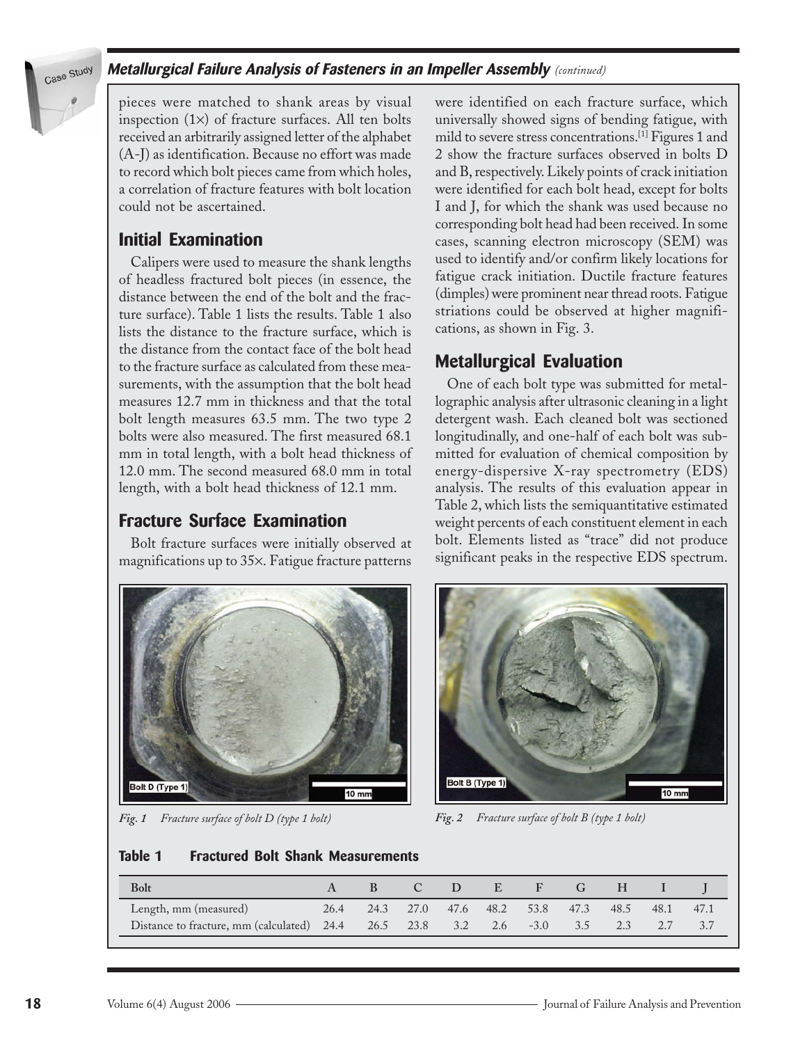pieces were matched to shank areas by visual inspection (1×) of fracture surfaces. All ten bolts received an arbitrarily assigned letter of the alphabet (A-J) as identification. Because no effort was made to record which bolt pieces came from which holes, a correlation of fracture features with bolt location could not be ascertained.

## Initial Examination

Calipers were used to measure the shank lengths of headless fractured bolt pieces (in essence, the distance between the end of the bolt and the fracture surface). Table 1 lists the results. Table 1 also lists the distance to the fracture surface, which is the distance from the contact face of the bolt head to the fracture surface as calculated from these measurements, with the assumption that the bolt head measures 12.7 mm in thickness and that the total bolt length measures 63.5 mm. The two type 2 bolts were also measured. The first measured 68.1 mm in total length, with a bolt head thickness of 12.0 mm. The second measured 68.0 mm in total length, with a bolt head thickness of 12.1 mm.

## Fracture Surface Examination

Bolt fracture surfaces were initially observed at magnifications up to 35×. Fatigue fracture patterns were identified on each fracture surface, which universally showed signs of bending fatigue, with mild to severe stress concentrations.[1] Figures 1 and 2 show the fracture surfaces observed in bolts D and B, respectively. Likely points of crack initiation were identified for each bolt head, except for bolts I and J, for which the shank was used because no corresponding bolt head had been received. In some cases, scanning electron microscopy (SEM) was used to identify and/or confirm likely locations for fatigue crack initiation. Ductile fracture features (dimples) were prominent near thread roots. Fatigue striations could be observed at higher magnifications, as shown in Fig. 3.

## Metallurgical Evaluation

One of each bolt type was submitted for metallographic analysis after ultrasonic cleaning in a light detergent wash. Each cleaned bolt was sectioned longitudinally, and one-half of each bolt was submitted for evaluation of chemical composition by energy-dispersive X-ray spectrometry (EDS) analysis. The results of this evaluation appear in Table 2, which lists the semiquantitative estimated weight percents of each constituent element in each bolt. Elements listed as "trace" did not produce significant peaks in the respective EDS spectrum.

*Fig. 1 Fracture surface of bolt D (type 1 bolt)*

*Fig. 2 Fracture surface of bolt B (type 1 bolt)*

**Table 1 Fractured Bolt Shank Measurements**

| Bolt | A | B | C | D | E | F | G | H | I | J |
|---|---|---|---|---|---|---|---|---|---|---|
| Length, mm (measured) | 26.4 | 24.3 | 27.0 | 47.6 | 48.2 | 53.8 | 47.3 | 48.5 | 48.1 | 47.1 |
| Distance to fracture, mm (calculated) | 24.4 | 26.5 | 23.8 | 3.2 | 2.6 | −3.0 | 3.5 | 2.3 | 2.7 | 3.7 |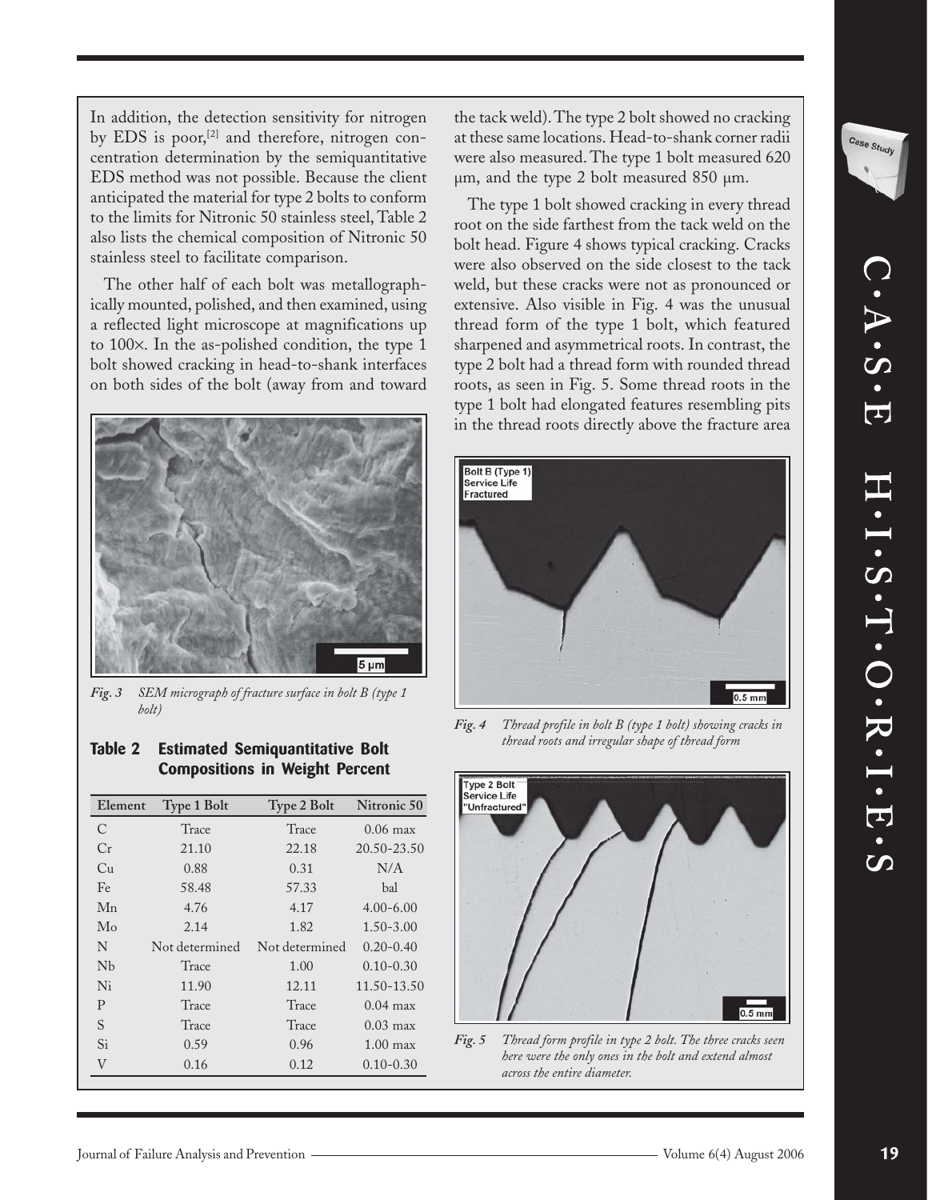In addition, the detection sensitivity for nitrogen by EDS is poor,[2] and therefore, nitrogen concentration determination by the semiquantitative EDS method was not possible. Because the client anticipated the material for type 2 bolts to conform to the limits for Nitronic 50 stainless steel, Table 2 also lists the chemical composition of Nitronic 50 stainless steel to facilitate comparison.

The other half of each bolt was metallographically mounted, polished, and then examined, using a reflected light microscope at magnifications up to 100×. In the as-polished condition, the type 1 bolt showed cracking in head-to-shank interfaces on both sides of the bolt (away from and toward the tack weld). The type 2 bolt showed no cracking at these same locations. Head-to-shank corner radii were also measured. The type 1 bolt measured 620 μm, and the type 2 bolt measured 850 μm.

*Fig. 3 SEM micrograph of fracture surface in bolt B (type 1 bolt)*

**Table 2 Estimated Semiquantitative Bolt Compositions in Weight Percent**

| Element | Type 1 Bolt | Type 2 Bolt | Nitronic 50 |
|---|---|---|---|
| C | Trace | Trace | 0.06 max |
| Cr | 21.10 | 22.18 | 20.50-23.50 |
| Cu | 0.88 | 0.31 | N/A |
| Fe | 58.48 | 57.33 | bal |
| Mn | 4.76 | 4.17 | 4.00-6.00 |
| Mo | 2.14 | 1.82 | 1.50-3.00 |
| N | Not determined | Not determined | 0.20-0.40 |
| Nb | Trace | 1.00 | 0.10-0.30 |
| Ni | 11.90 | 12.11 | 11.50-13.50 |
| P | Trace | Trace | 0.04 max |
| S | Trace | Trace | 0.03 max |
| Si | 0.59 | 0.96 | 1.00 max |
| V | 0.16 | 0.12 | 0.10-0.30 |

The type 1 bolt showed cracking in every thread root on the side farthest from the tack weld on the bolt head. Figure 4 shows typical cracking. Cracks were also observed on the side closest to the tack weld, but these cracks were not as pronounced or extensive. Also visible in Fig. 4 was the unusual thread form of the type 1 bolt, which featured sharpened and asymmetrical roots. In contrast, the type 2 bolt had a thread form with rounded thread roots, as seen in Fig. 5. Some thread roots in the type 1 bolt had elongated features resembling pits in the thread roots directly above the fracture area

*Fig. 4 Thread profile in bolt B (type 1 bolt) showing cracks in thread roots and irregular shape of thread form*

*Fig. 5 Thread form profile in type 2 bolt. The three cracks seen here were the only ones in the bolt and extend almost across the entire diameter.*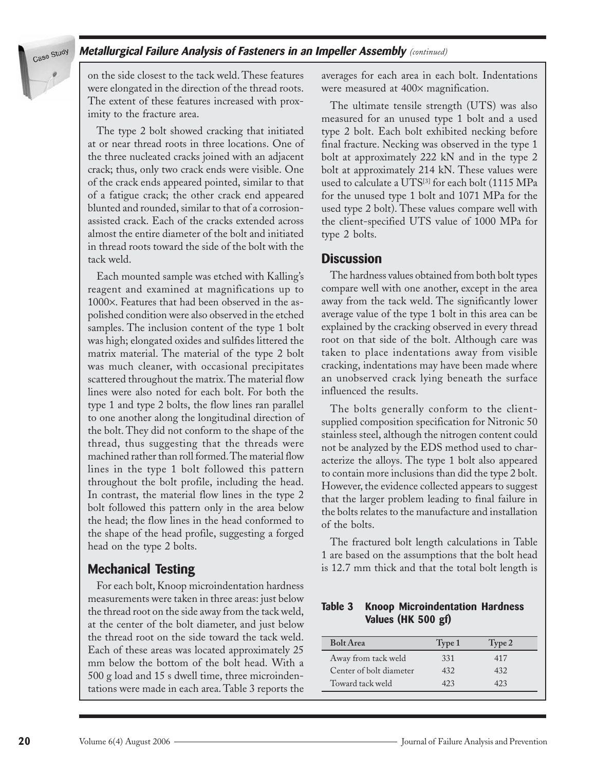on the side closest to the tack weld. These features were elongated in the direction of the thread roots. The extent of these features increased with proximity to the fracture area.

The type 2 bolt showed cracking that initiated at or near thread roots in three locations. One of the three nucleated cracks joined with an adjacent crack; thus, only two crack ends were visible. One of the crack ends appeared pointed, similar to that of a fatigue crack; the other crack end appeared blunted and rounded, similar to that of a corrosion-assisted crack. Each of the cracks extended across almost the entire diameter of the bolt and initiated in thread roots toward the side of the bolt with the tack weld.

Each mounted sample was etched with Kalling's reagent and examined at magnifications up to 1000×. Features that had been observed in the as-polished condition were also observed in the etched samples. The inclusion content of the type 1 bolt was high; elongated oxides and sulfides littered the matrix material. The material of the type 2 bolt was much cleaner, with occasional precipitates scattered throughout the matrix. The material flow lines were also noted for each bolt. For both the type 1 and type 2 bolts, the flow lines ran parallel to one another along the longitudinal direction of the bolt. They did not conform to the shape of the thread, thus suggesting that the threads were machined rather than roll formed. The material flow lines in the type 1 bolt followed this pattern throughout the bolt profile, including the head. In contrast, the material flow lines in the type 2 bolt followed this pattern only in the area below the head; the flow lines in the head conformed to the shape of the head profile, suggesting a forged head on the type 2 bolts.

## Mechanical Testing

For each bolt, Knoop microindentation hardness measurements were taken in three areas: just below the thread root on the side away from the tack weld, at the center of the bolt diameter, and just below the thread root on the side toward the tack weld. Each of these areas was located approximately 25 mm below the bottom of the bolt head. With a 500 g load and 15 s dwell time, three microindentations were made in each area. Table 3 reports the averages for each area in each bolt. Indentations were measured at 400× magnification.

The ultimate tensile strength (UTS) was also measured for an unused type 1 bolt and a used type 2 bolt. Each bolt exhibited necking before final fracture. Necking was observed in the type 1 bolt at approximately 222 kN and in the type 2 bolt at approximately 214 kN. These values were used to calculate a UTS[3] for each bolt (1115 MPa for the unused type 1 bolt and 1071 MPa for the used type 2 bolt). These values compare well with the client-specified UTS value of 1000 MPa for type 2 bolts.

## Discussion

The hardness values obtained from both bolt types compare well with one another, except in the area away from the tack weld. The significantly lower average value of the type 1 bolt in this area can be explained by the cracking observed in every thread root on that side of the bolt. Although care was taken to place indentations away from visible cracking, indentations may have been made where an unobserved crack lying beneath the surface influenced the results.

The bolts generally conform to the client-supplied composition specification for Nitronic 50 stainless steel, although the nitrogen content could not be analyzed by the EDS method used to characterize the alloys. The type 1 bolt also appeared to contain more inclusions than did the type 2 bolt. However, the evidence collected appears to suggest that the larger problem leading to final failure in the bolts relates to the manufacture and installation of the bolts.

The fractured bolt length calculations in Table 1 are based on the assumptions that the bolt head is 12.7 mm thick and that the total bolt length is

**Table 3 Knoop Microindentation Hardness Values (HK 500 gf)**

| Bolt Area | Type 1 | Type 2 |
|---|---|---|
| Away from tack weld | 331 | 417 |
| Center of bolt diameter | 432 | 432 |
| Toward tack weld | 423 | 423 |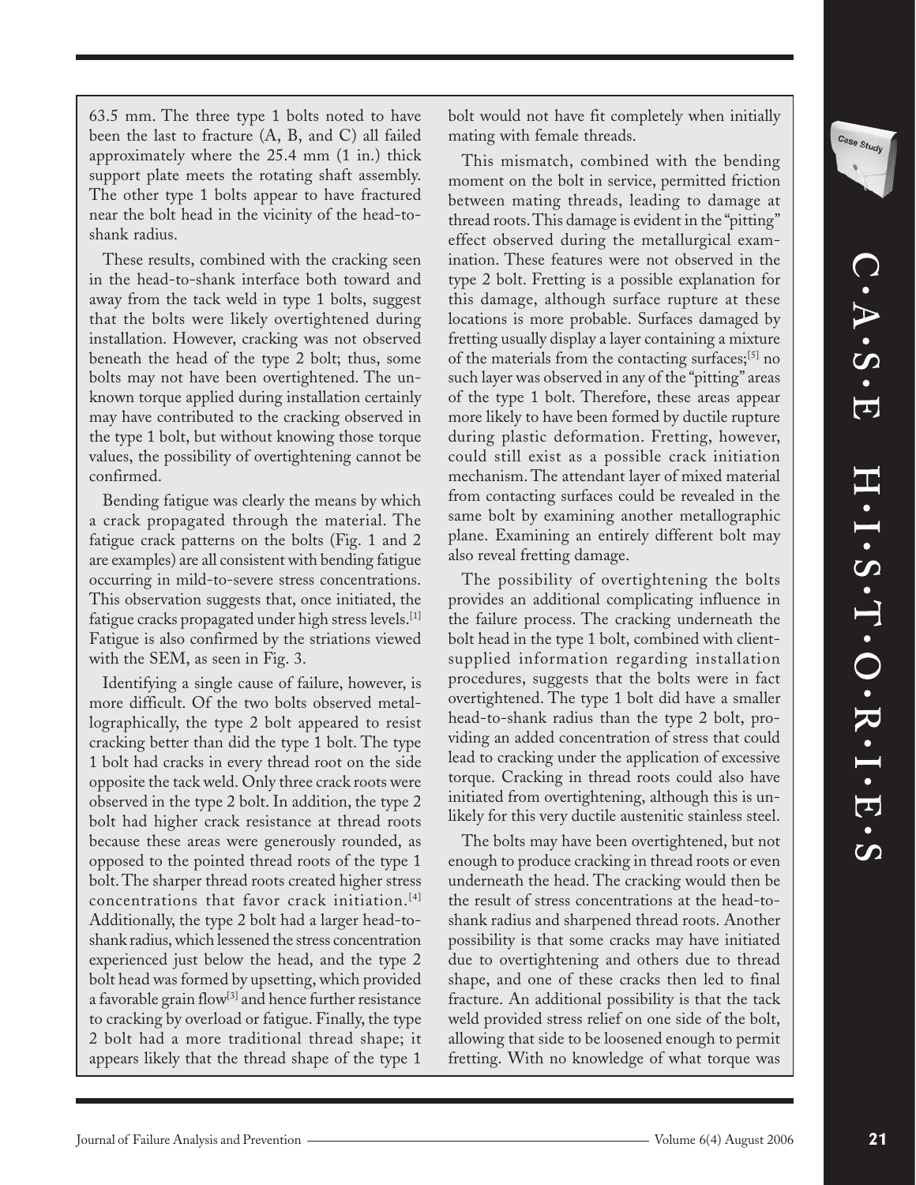63.5 mm. The three type 1 bolts noted to have been the last to fracture (A, B, and C) all failed approximately where the 25.4 mm (1 in.) thick support plate meets the rotating shaft assembly. The other type 1 bolts appear to have fractured near the bolt head in the vicinity of the head-to-shank radius.

These results, combined with the cracking seen in the head-to-shank interface both toward and away from the tack weld in type 1 bolts, suggest that the bolts were likely overtightened during installation. However, cracking was not observed beneath the head of the type 2 bolt; thus, some bolts may not have been overtightened. The unknown torque applied during installation certainly may have contributed to the cracking observed in the type 1 bolt, but without knowing those torque values, the possibility of overtightening cannot be confirmed.

Bending fatigue was clearly the means by which a crack propagated through the material. The fatigue crack patterns on the bolts (Fig. 1 and 2 are examples) are all consistent with bending fatigue occurring in mild-to-severe stress concentrations. This observation suggests that, once initiated, the fatigue cracks propagated under high stress levels.[1] Fatigue is also confirmed by the striations viewed with the SEM, as seen in Fig. 3.

Identifying a single cause of failure, however, is more difficult. Of the two bolts observed metallographically, the type 2 bolt appeared to resist cracking better than did the type 1 bolt. The type 1 bolt had cracks in every thread root on the side opposite the tack weld. Only three crack roots were observed in the type 2 bolt. In addition, the type 2 bolt had higher crack resistance at thread roots because these areas were generously rounded, as opposed to the pointed thread roots of the type 1 bolt. The sharper thread roots created higher stress concentrations that favor crack initiation.[4] Additionally, the type 2 bolt had a larger head-to-shank radius, which lessened the stress concentration experienced just below the head, and the type 2 bolt head was formed by upsetting, which provided a favorable grain flow[3] and hence further resistance to cracking by overload or fatigue. Finally, the type 2 bolt had a more traditional thread shape; it appears likely that the thread shape of the type 1 bolt would not have fit completely when initially mating with female threads.

This mismatch, combined with the bending moment on the bolt in service, permitted friction between mating threads, leading to damage at thread roots. This damage is evident in the "pitting" effect observed during the metallurgical examination. These features were not observed in the type 2 bolt. Fretting is a possible explanation for this damage, although surface rupture at these locations is more probable. Surfaces damaged by fretting usually display a layer containing a mixture of the materials from the contacting surfaces;[5] no such layer was observed in any of the "pitting" areas of the type 1 bolt. Therefore, these areas appear more likely to have been formed by ductile rupture during plastic deformation. Fretting, however, could still exist as a possible crack initiation mechanism. The attendant layer of mixed material from contacting surfaces could be revealed in the same bolt by examining another metallographic plane. Examining an entirely different bolt may also reveal fretting damage.

The possibility of overtightening the bolts provides an additional complicating influence in the failure process. The cracking underneath the bolt head in the type 1 bolt, combined with client-supplied information regarding installation procedures, suggests that the bolts were in fact overtightened. The type 1 bolt did have a smaller head-to-shank radius than the type 2 bolt, providing an added concentration of stress that could lead to cracking under the application of excessive torque. Cracking in thread roots could also have initiated from overtightening, although this is unlikely for this very ductile austenitic stainless steel.

The bolts may have been overtightened, but not enough to produce cracking in thread roots or even underneath the head. The cracking would then be the result of stress concentrations at the head-to-shank radius and sharpened thread roots. Another possibility is that some cracks may have initiated due to overtightening and others due to thread shape, and one of these cracks then led to final fracture. An additional possibility is that the tack weld provided stress relief on one side of the bolt, allowing that side to be loosened enough to permit fretting. With no knowledge of what torque was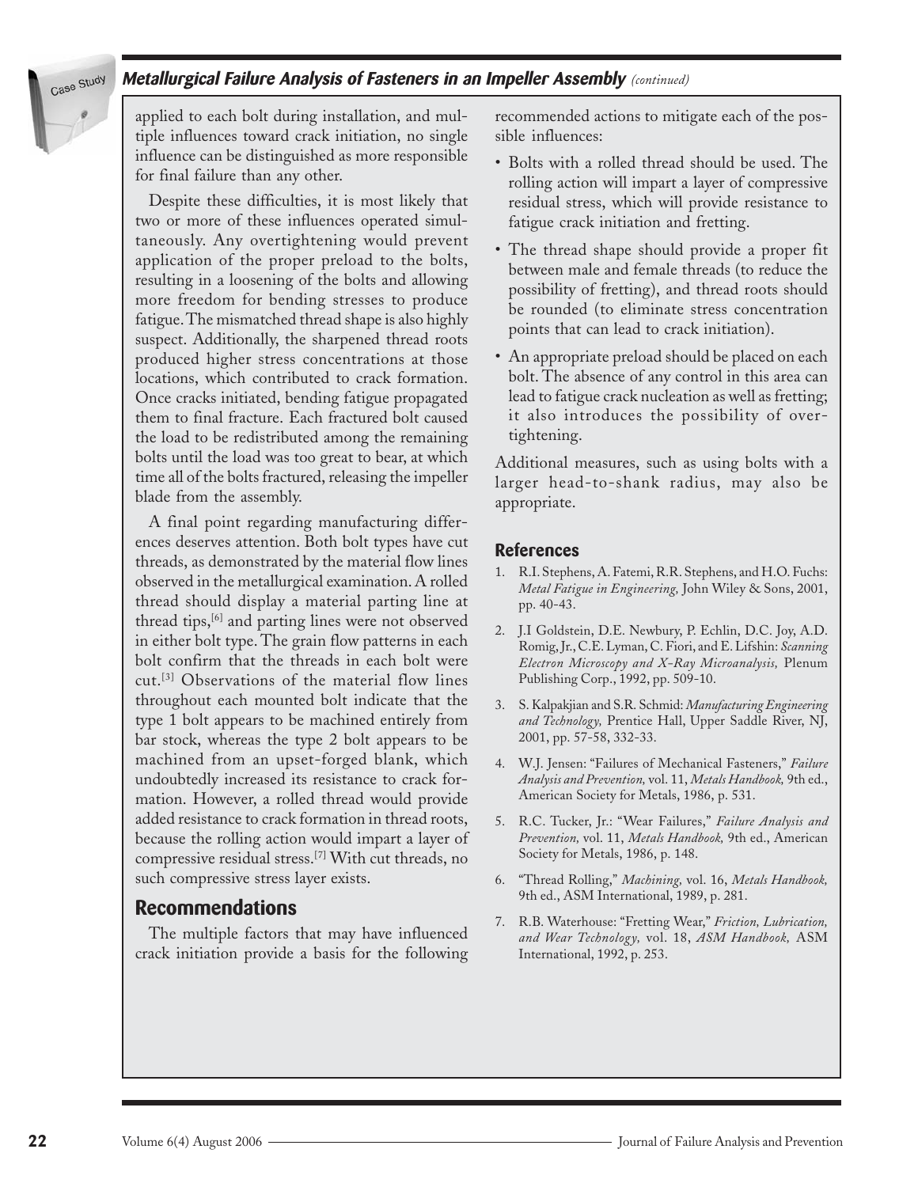applied to each bolt during installation, and multiple influences toward crack initiation, no single influence can be distinguished as more responsible for final failure than any other.

Despite these difficulties, it is most likely that two or more of these influences operated simultaneously. Any overtightening would prevent application of the proper preload to the bolts, resulting in a loosening of the bolts and allowing more freedom for bending stresses to produce fatigue. The mismatched thread shape is also highly suspect. Additionally, the sharpened thread roots produced higher stress concentrations at those locations, which contributed to crack formation. Once cracks initiated, bending fatigue propagated them to final fracture. Each fractured bolt caused the load to be redistributed among the remaining bolts until the load was too great to bear, at which time all of the bolts fractured, releasing the impeller blade from the assembly.

A final point regarding manufacturing differences deserves attention. Both bolt types have cut threads, as demonstrated by the material flow lines observed in the metallurgical examination. A rolled thread should display a material parting line at thread tips,[6] and parting lines were not observed in either bolt type. The grain flow patterns in each bolt confirm that the threads in each bolt were cut.[3] Observations of the material flow lines throughout each mounted bolt indicate that the type 1 bolt appears to be machined entirely from bar stock, whereas the type 2 bolt appears to be machined from an upset-forged blank, which undoubtedly increased its resistance to crack formation. However, a rolled thread would provide added resistance to crack formation in thread roots, because the rolling action would impart a layer of compressive residual stress.[7] With cut threads, no such compressive stress layer exists.

## Recommendations

The multiple factors that may have influenced crack initiation provide a basis for the following recommended actions to mitigate each of the possible influences:

- Bolts with a rolled thread should be used. The rolling action will impart a layer of compressive residual stress, which will provide resistance to fatigue crack initiation and fretting.
- The thread shape should provide a proper fit between male and female threads (to reduce the possibility of fretting), and thread roots should be rounded (to eliminate stress concentration points that can lead to crack initiation).
- An appropriate preload should be placed on each bolt. The absence of any control in this area can lead to fatigue crack nucleation as well as fretting; it also introduces the possibility of overtightening.

Additional measures, such as using bolts with a larger head-to-shank radius, may also be appropriate.

## References

1. R.I. Stephens, A. Fatemi, R.R. Stephens, and H.O. Fuchs: *Metal Fatigue in Engineering,* John Wiley & Sons, 2001, pp. 40-43.
2. J.I Goldstein, D.E. Newbury, P. Echlin, D.C. Joy, A.D. Romig, Jr., C.E. Lyman, C. Fiori, and E. Lifshin: *Scanning Electron Microscopy and X-Ray Microanalysis,* Plenum Publishing Corp., 1992, pp. 509-10.
3. S. Kalpakjian and S.R. Schmid: *Manufacturing Engineering and Technology,* Prentice Hall, Upper Saddle River, NJ, 2001, pp. 57-58, 332-33.
4. W.J. Jensen: "Failures of Mechanical Fasteners," *Failure Analysis and Prevention,* vol. 11, *Metals Handbook,* 9th ed., American Society for Metals, 1986, p. 531.
5. R.C. Tucker, Jr.: "Wear Failures," *Failure Analysis and Prevention,* vol. 11, *Metals Handbook,* 9th ed., American Society for Metals, 1986, p. 148.
6. "Thread Rolling," *Machining,* vol. 16, *Metals Handbook,* 9th ed., ASM International, 1989, p. 281.
7. R.B. Waterhouse: "Fretting Wear," *Friction, Lubrication, and Wear Technology,* vol. 18, *ASM Handbook,* ASM International, 1992, p. 253.